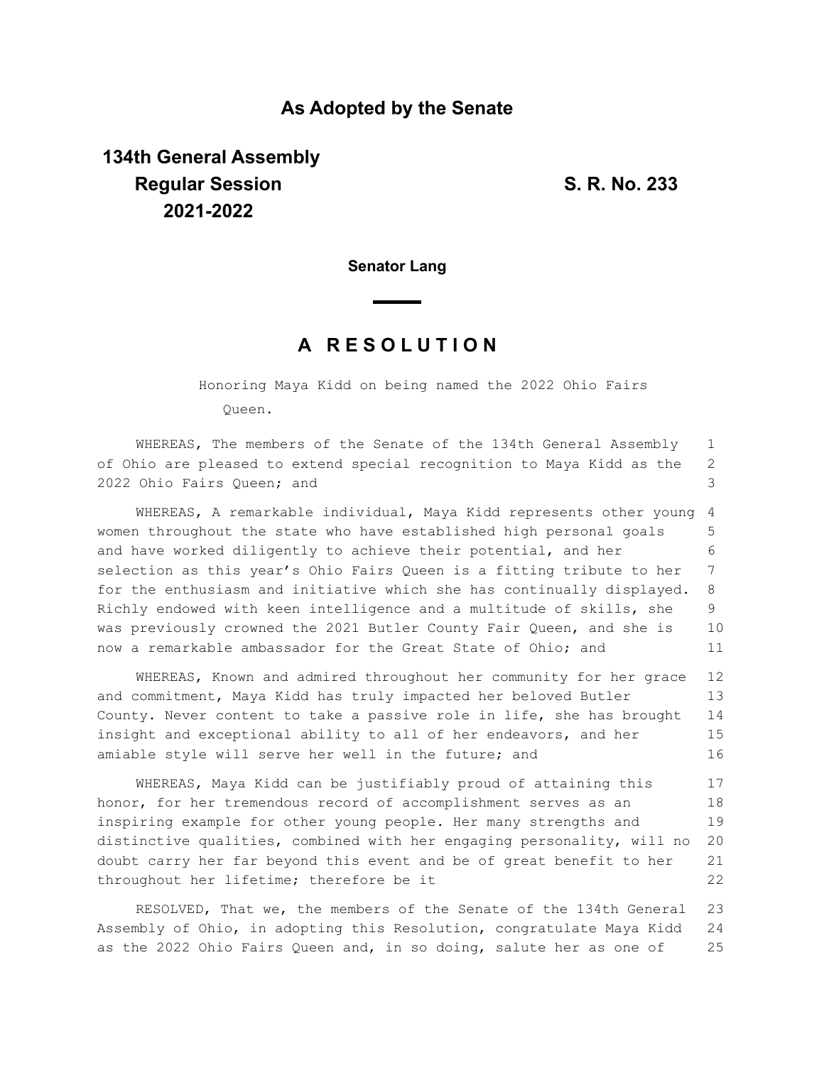**As Adopted by the Senate**

**134th General Assembly**
**Regular Session**
**2021-2022**

**S. R. No. 233**

**Senator Lang**

# A R E S O L U T I O N

Honoring Maya Kidd on being named the 2022 Ohio Fairs Queen.

WHEREAS, The members of the Senate of the 134th General Assembly of Ohio are pleased to extend special recognition to Maya Kidd as the 2022 Ohio Fairs Queen; and

WHEREAS, A remarkable individual, Maya Kidd represents other young women throughout the state who have established high personal goals and have worked diligently to achieve their potential, and her selection as this year's Ohio Fairs Queen is a fitting tribute to her for the enthusiasm and initiative which she has continually displayed. Richly endowed with keen intelligence and a multitude of skills, she was previously crowned the 2021 Butler County Fair Queen, and she is now a remarkable ambassador for the Great State of Ohio; and

WHEREAS, Known and admired throughout her community for her grace and commitment, Maya Kidd has truly impacted her beloved Butler County. Never content to take a passive role in life, she has brought insight and exceptional ability to all of her endeavors, and her amiable style will serve her well in the future; and

WHEREAS, Maya Kidd can be justifiably proud of attaining this honor, for her tremendous record of accomplishment serves as an inspiring example for other young people. Her many strengths and distinctive qualities, combined with her engaging personality, will no doubt carry her far beyond this event and be of great benefit to her throughout her lifetime; therefore be it

RESOLVED, That we, the members of the Senate of the 134th General Assembly of Ohio, in adopting this Resolution, congratulate Maya Kidd as the 2022 Ohio Fairs Queen and, in so doing, salute her as one of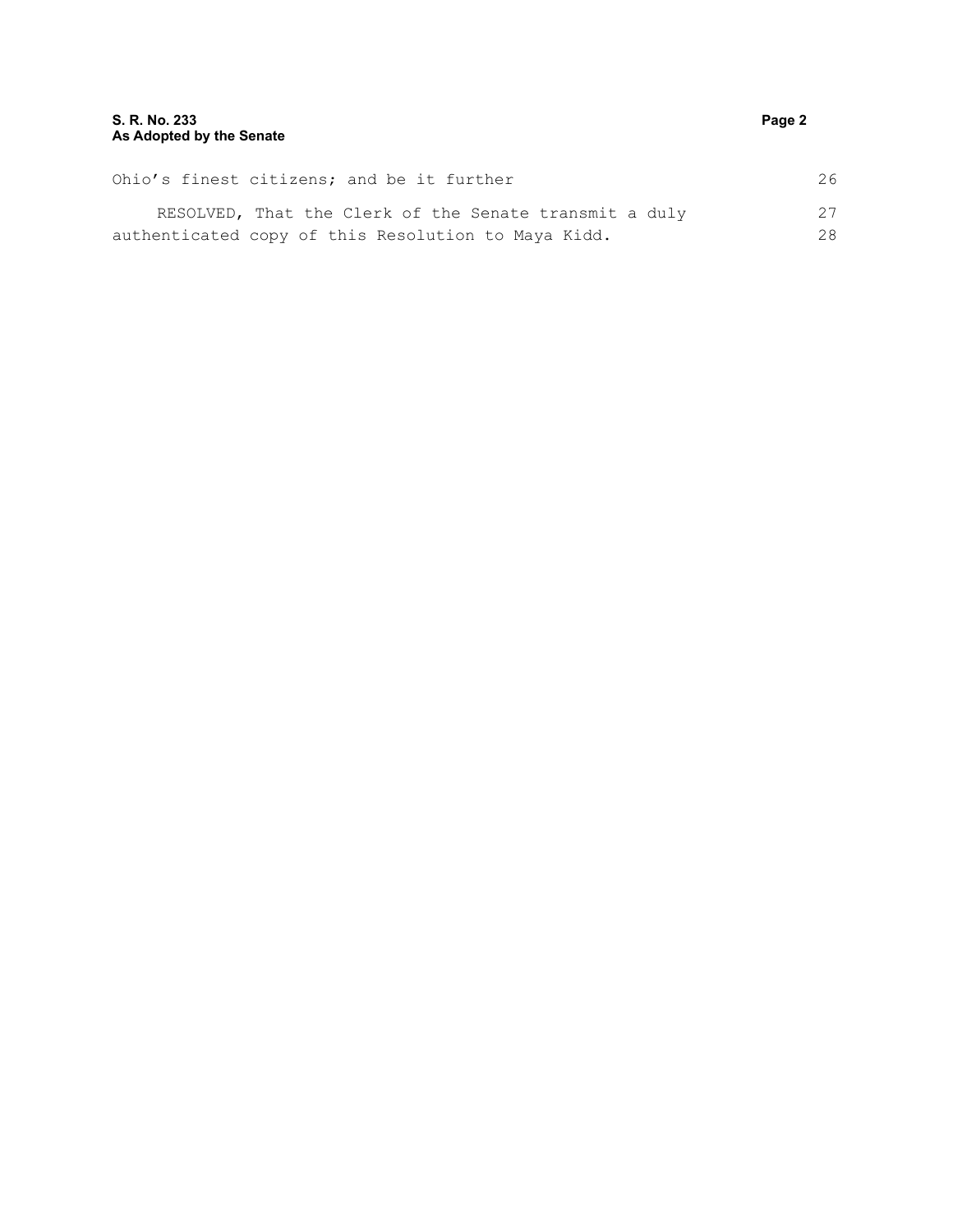Ohio's finest citizens; and be it further

RESOLVED, That the Clerk of the Senate transmit a duly authenticated copy of this Resolution to Maya Kidd.